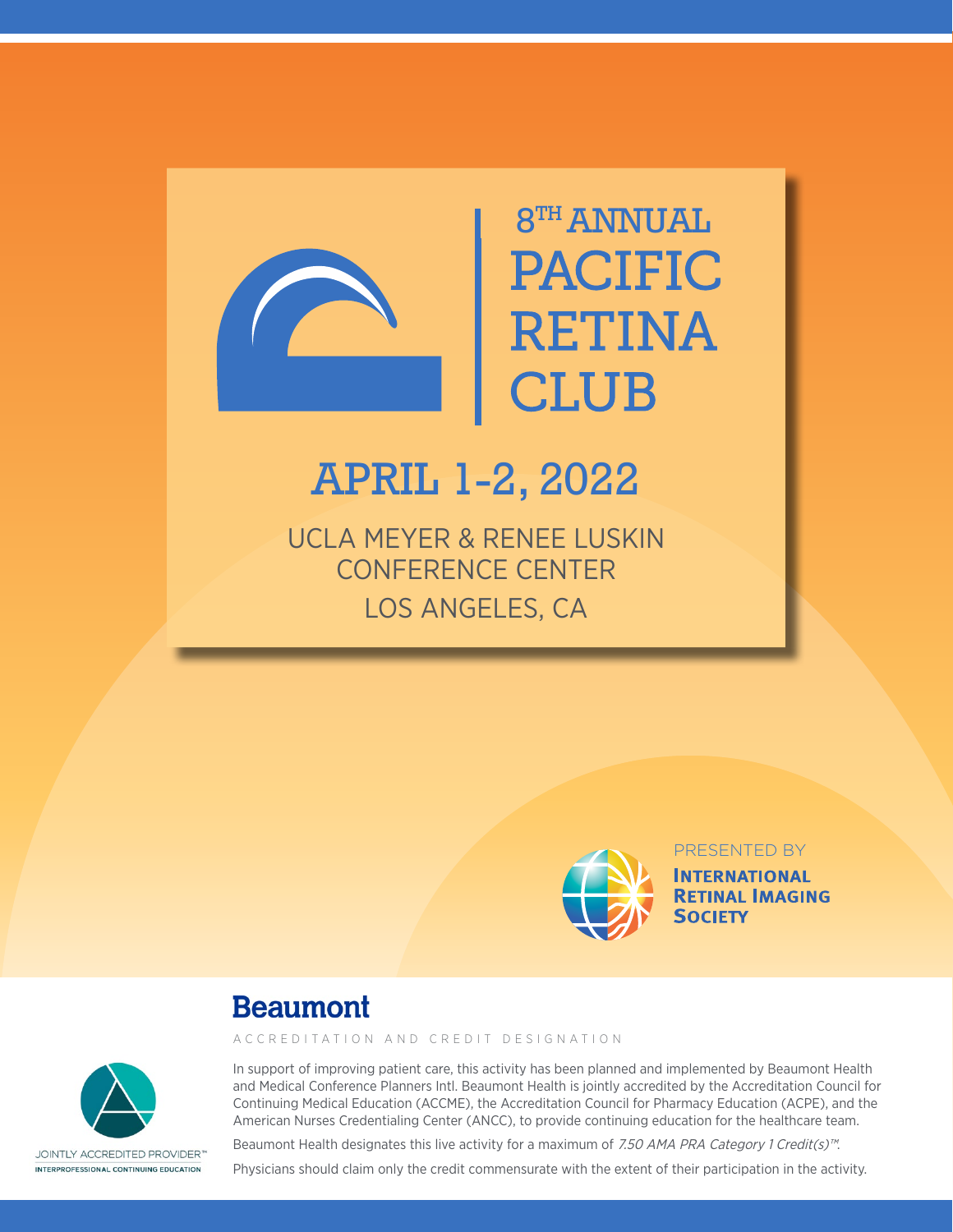# 8TH ANNUAL PACIFIC RETINA CLUB

## APRIL 1-2, 2022

UCLA MEYER & RENEE LUSKIN CONFERENCE CENTER

LOS ANGELES, CA

PRESENTED BY

**INTERNATIONAL RETINAL IMAGING SOCIETY**

**Beaumont**

ACCREDITATION AND CREDIT DESIGNATION

In support of improving patient care, this activity has been planned and implemented by Beaumont Health and Medical Conference Planners Intl. Beaumont Health is jointly accredited by the Accreditation Council for Continuing Medical Education (ACCME), the Accreditation Council for Pharmacy Education (ACPE), and the American Nurses Credentialing Center (ANCC), to provide continuing education for the healthcare team.

Beaumont Health designates this live activity for a maximum of *7.50 AMA PRA Category 1 Credit(s)™*.

Physicians should claim only the credit commensurate with the extent of their participation in the activity.

JOINTLY ACCREDITED PROVIDER™

INTERPROFESSIONAL CONTINUING EDUCATION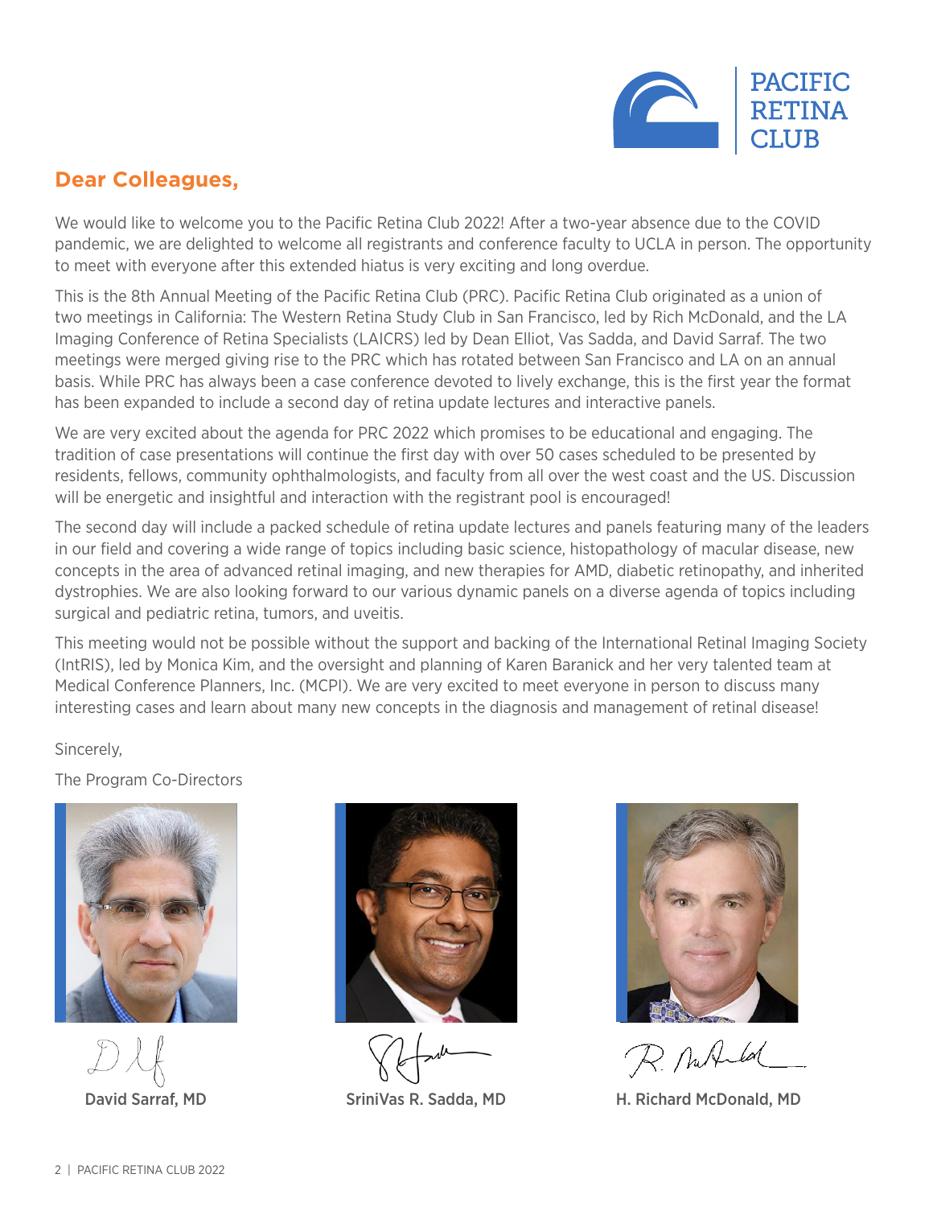PACIFIC RETINA CLUB

## Dear Colleagues,

We would like to welcome you to the Pacific Retina Club 2022! After a two-year absence due to the COVID pandemic, we are delighted to welcome all registrants and conference faculty to UCLA in person. The opportunity to meet with everyone after this extended hiatus is very exciting and long overdue.

This is the 8th Annual Meeting of the Pacific Retina Club (PRC). Pacific Retina Club originated as a union of two meetings in California: The Western Retina Study Club in San Francisco, led by Rich McDonald, and the LA Imaging Conference of Retina Specialists (LAICRS) led by Dean Elliot, Vas Sadda, and David Sarraf. The two meetings were merged giving rise to the PRC which has rotated between San Francisco and LA on an annual basis. While PRC has always been a case conference devoted to lively exchange, this is the first year the format has been expanded to include a second day of retina update lectures and interactive panels.

We are very excited about the agenda for PRC 2022 which promises to be educational and engaging. The tradition of case presentations will continue the first day with over 50 cases scheduled to be presented by residents, fellows, community ophthalmologists, and faculty from all over the west coast and the US. Discussion will be energetic and insightful and interaction with the registrant pool is encouraged!

The second day will include a packed schedule of retina update lectures and panels featuring many of the leaders in our field and covering a wide range of topics including basic science, histopathology of macular disease, new concepts in the area of advanced retinal imaging, and new therapies for AMD, diabetic retinopathy, and inherited dystrophies. We are also looking forward to our various dynamic panels on a diverse agenda of topics including surgical and pediatric retina, tumors, and uveitis.

This meeting would not be possible without the support and backing of the International Retinal Imaging Society (IntRIS), led by Monica Kim, and the oversight and planning of Karen Baranick and her very talented team at Medical Conference Planners, Inc. (MCPI). We are very excited to meet everyone in person to discuss many interesting cases and learn about many new concepts in the diagnosis and management of retinal disease!

Sincerely,

The Program Co-Directors

David Sarraf, MD

SriniVas R. Sadda, MD

H. Richard McDonald, MD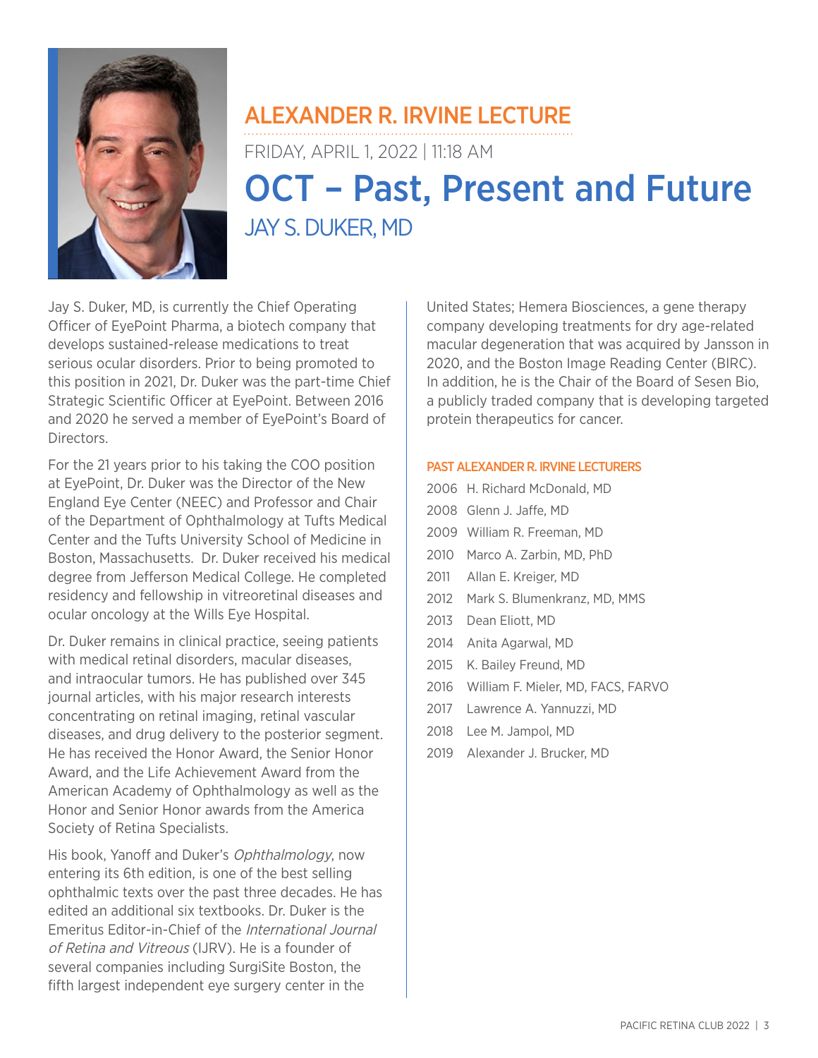## ALEXANDER R. IRVINE LECTURE

FRIDAY, APRIL 1, 2022 | 11:18 AM

# OCT – Past, Present and Future

## JAY S. DUKER, MD

Jay S. Duker, MD, is currently the Chief Operating Officer of EyePoint Pharma, a biotech company that develops sustained-release medications to treat serious ocular disorders. Prior to being promoted to this position in 2021, Dr. Duker was the part-time Chief Strategic Scientific Officer at EyePoint. Between 2016 and 2020 he served a member of EyePoint's Board of Directors.

For the 21 years prior to his taking the COO position at EyePoint, Dr. Duker was the Director of the New England Eye Center (NEEC) and Professor and Chair of the Department of Ophthalmology at Tufts Medical Center and the Tufts University School of Medicine in Boston, Massachusetts. Dr. Duker received his medical degree from Jefferson Medical College. He completed residency and fellowship in vitreoretinal diseases and ocular oncology at the Wills Eye Hospital.

Dr. Duker remains in clinical practice, seeing patients with medical retinal disorders, macular diseases, and intraocular tumors. He has published over 345 journal articles, with his major research interests concentrating on retinal imaging, retinal vascular diseases, and drug delivery to the posterior segment. He has received the Honor Award, the Senior Honor Award, and the Life Achievement Award from the American Academy of Ophthalmology as well as the Honor and Senior Honor awards from the America Society of Retina Specialists.

His book, Yanoff and Duker's *Ophthalmology*, now entering its 6th edition, is one of the best selling ophthalmic texts over the past three decades. He has edited an additional six textbooks. Dr. Duker is the Emeritus Editor-in-Chief of the *International Journal of Retina and Vitreous* (IJRV). He is a founder of several companies including SurgiSite Boston, the fifth largest independent eye surgery center in the United States; Hemera Biosciences, a gene therapy company developing treatments for dry age-related macular degeneration that was acquired by Jansson in 2020, and the Boston Image Reading Center (BIRC). In addition, he is the Chair of the Board of Sesen Bio, a publicly traded company that is developing targeted protein therapeutics for cancer.

### PAST ALEXANDER R. IRVINE LECTURERS

2006 H. Richard McDonald, MD
2008 Glenn J. Jaffe, MD
2009 William R. Freeman, MD
2010 Marco A. Zarbin, MD, PhD
2011 Allan E. Kreiger, MD
2012 Mark S. Blumenkranz, MD, MMS
2013 Dean Eliott, MD
2014 Anita Agarwal, MD
2015 K. Bailey Freund, MD
2016 William F. Mieler, MD, FACS, FARVO
2017 Lawrence A. Yannuzzi, MD
2018 Lee M. Jampol, MD
2019 Alexander J. Brucker, MD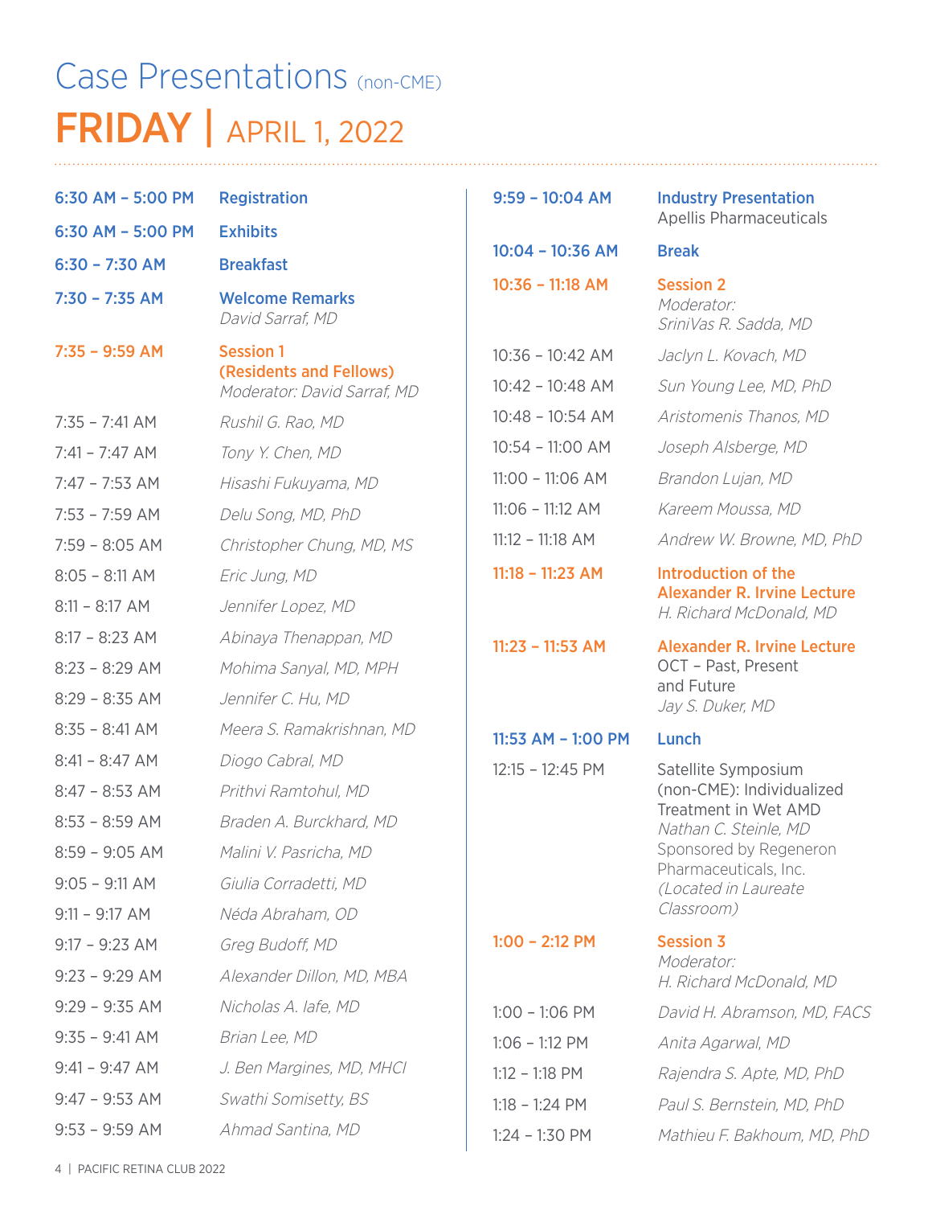# Case Presentations (non-CME)

## FRIDAY | APRIL 1, 2022

| | |
|---|---|
| **6:30 AM – 5:00 PM** | **Registration** |
| **6:30 AM – 5:00 PM** | **Exhibits** |
| **6:30 – 7:30 AM** | **Breakfast** |
| **7:30 – 7:35 AM** | **Welcome Remarks** *David Sarraf, MD* |
| **7:35 – 9:59 AM** | **Session 1 (Residents and Fellows)** *Moderator: David Sarraf, MD* |
| 7:35 – 7:41 AM | *Rushil G. Rao, MD* |
| 7:41 – 7:47 AM | *Tony Y. Chen, MD* |
| 7:47 – 7:53 AM | *Hisashi Fukuyama, MD* |
| 7:53 – 7:59 AM | *Delu Song, MD, PhD* |
| 7:59 – 8:05 AM | *Christopher Chung, MD, MS* |
| 8:05 – 8:11 AM | *Eric Jung, MD* |
| 8:11 – 8:17 AM | *Jennifer Lopez, MD* |
| 8:17 – 8:23 AM | *Abinaya Thenappan, MD* |
| 8:23 – 8:29 AM | *Mohima Sanyal, MD, MPH* |
| 8:29 – 8:35 AM | *Jennifer C. Hu, MD* |
| 8:35 – 8:41 AM | *Meera S. Ramakrishnan, MD* |
| 8:41 – 8:47 AM | *Diogo Cabral, MD* |
| 8:47 – 8:53 AM | *Prithvi Ramtohul, MD* |
| 8:53 – 8:59 AM | *Braden A. Burckhard, MD* |
| 8:59 – 9:05 AM | *Malini V. Pasricha, MD* |
| 9:05 – 9:11 AM | *Giulia Corradetti, MD* |
| 9:11 – 9:17 AM | *Néda Abraham, OD* |
| 9:17 – 9:23 AM | *Greg Budoff, MD* |
| 9:23 – 9:29 AM | *Alexander Dillon, MD, MBA* |
| 9:29 – 9:35 AM | *Nicholas A. Iafe, MD* |
| 9:35 – 9:41 AM | *Brian Lee, MD* |
| 9:41 – 9:47 AM | *J. Ben Margines, MD, MHCI* |
| 9:47 – 9:53 AM | *Swathi Somisetty, BS* |
| 9:53 – 9:59 AM | *Ahmad Santina, MD* |
| **9:59 – 10:04 AM** | **Industry Presentation** Apellis Pharmaceuticals |
| **10:04 – 10:36 AM** | **Break** |
| **10:36 – 11:18 AM** | **Session 2** *Moderator: SriniVas R. Sadda, MD* |
| 10:36 – 10:42 AM | *Jaclyn L. Kovach, MD* |
| 10:42 – 10:48 AM | *Sun Young Lee, MD, PhD* |
| 10:48 – 10:54 AM | *Aristomenis Thanos, MD* |
| 10:54 – 11:00 AM | *Joseph Alsberge, MD* |
| 11:00 – 11:06 AM | *Brandon Lujan, MD* |
| 11:06 – 11:12 AM | *Kareem Moussa, MD* |
| 11:12 – 11:18 AM | *Andrew W. Browne, MD, PhD* |
| **11:18 – 11:23 AM** | **Introduction of the Alexander R. Irvine Lecture** *H. Richard McDonald, MD* |
| **11:23 – 11:53 AM** | **Alexander R. Irvine Lecture** OCT – Past, Present and Future *Jay S. Duker, MD* |
| **11:53 AM – 1:00 PM** | **Lunch** |
| 12:15 – 12:45 PM | Satellite Symposium (non-CME): Individualized Treatment in Wet AMD *Nathan C. Steinle, MD* Sponsored by Regeneron Pharmaceuticals, Inc. *(Located in Laureate Classroom)* |
| **1:00 – 2:12 PM** | **Session 3** *Moderator: H. Richard McDonald, MD* |
| 1:00 – 1:06 PM | *David H. Abramson, MD, FACS* |
| 1:06 – 1:12 PM | *Anita Agarwal, MD* |
| 1:12 – 1:18 PM | *Rajendra S. Apte, MD, PhD* |
| 1:18 – 1:24 PM | *Paul S. Bernstein, MD, PhD* |
| 1:24 – 1:30 PM | *Mathieu F. Bakhoum, MD, PhD* |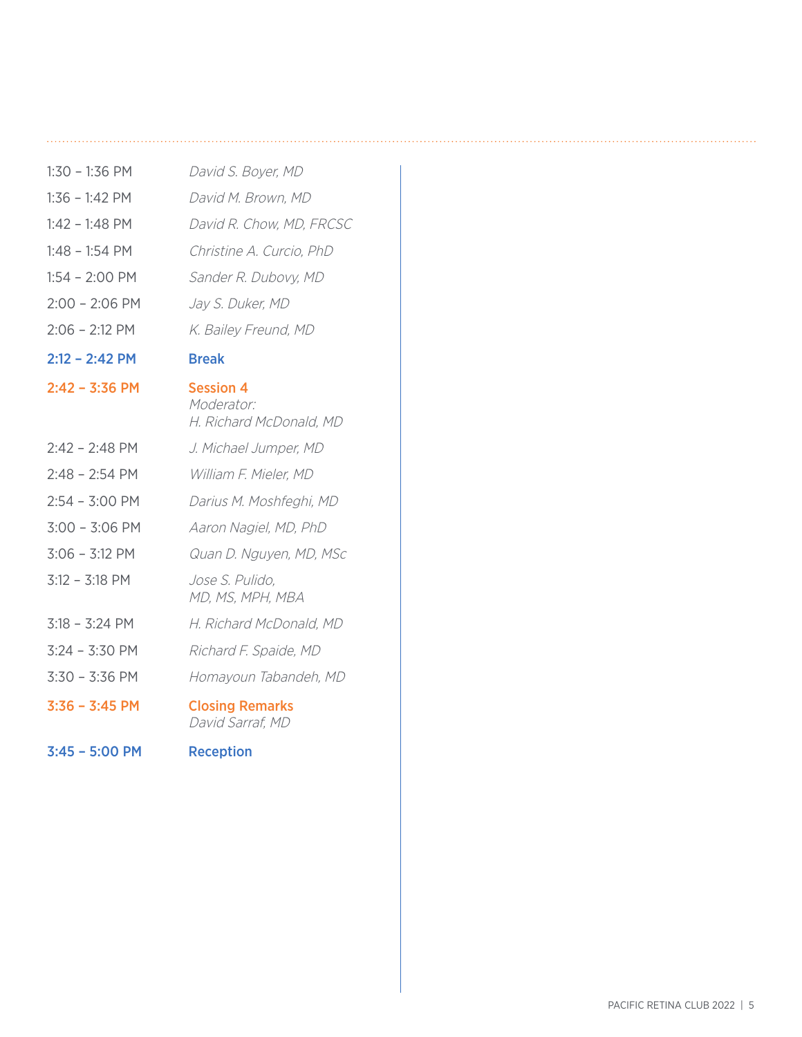| | |
|---|---|
| 1:30 – 1:36 PM | *David S. Boyer, MD* |
| 1:36 – 1:42 PM | *David M. Brown, MD* |
| 1:42 – 1:48 PM | *David R. Chow, MD, FRCSC* |
| 1:48 – 1:54 PM | *Christine A. Curcio, PhD* |
| 1:54 – 2:00 PM | *Sander R. Dubovy, MD* |
| 2:00 – 2:06 PM | *Jay S. Duker, MD* |
| 2:06 – 2:12 PM | *K. Bailey Freund, MD* |
| **2:12 – 2:42 PM** | **Break** |
| **2:42 – 3:36 PM** | **Session 4**<br>*Moderator:*<br>*H. Richard McDonald, MD* |
| 2:42 – 2:48 PM | *J. Michael Jumper, MD* |
| 2:48 – 2:54 PM | *William F. Mieler, MD* |
| 2:54 – 3:00 PM | *Darius M. Moshfeghi, MD* |
| 3:00 – 3:06 PM | *Aaron Nagiel, MD, PhD* |
| 3:06 – 3:12 PM | *Quan D. Nguyen, MD, MSc* |
| 3:12 – 3:18 PM | *Jose S. Pulido, MD, MS, MPH, MBA* |
| 3:18 – 3:24 PM | *H. Richard McDonald, MD* |
| 3:24 – 3:30 PM | *Richard F. Spaide, MD* |
| 3:30 – 3:36 PM | *Homayoun Tabandeh, MD* |
| **3:36 – 3:45 PM** | **Closing Remarks**<br>*David Sarraf, MD* |
| **3:45 – 5:00 PM** | **Reception** |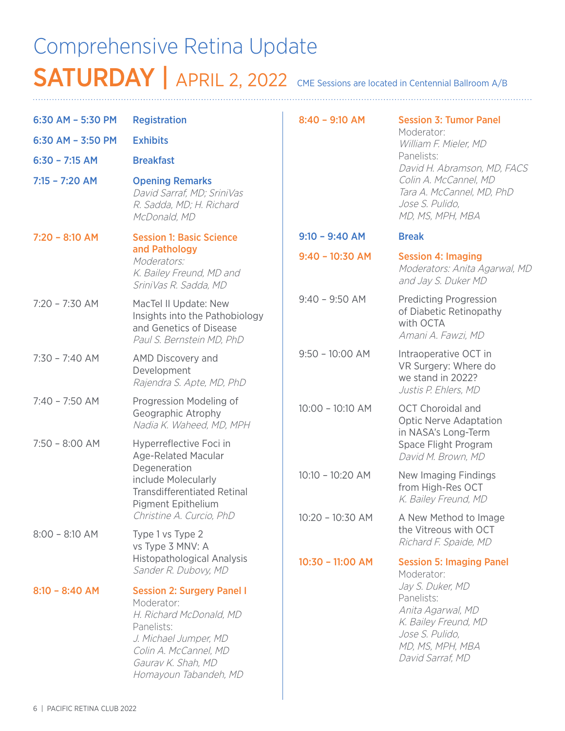# Comprehensive Retina Update

## SATURDAY | APRIL 2, 2022

CME Sessions are located in Centennial Ballroom A/B

**6:30 AM – 5:30 PM** **Registration**

**6:30 AM – 3:50 PM** **Exhibits**

**6:30 – 7:15 AM** **Breakfast**

**7:15 – 7:20 AM** **Opening Remarks**
*David Sarraf, MD; SriniVas R. Sadda, MD; H. Richard McDonald, MD*

**7:20 – 8:10 AM** **Session 1: Basic Science and Pathology**
*Moderators:*
*K. Bailey Freund, MD and SriniVas R. Sadda, MD*

7:20 – 7:30 AM MacTel II Update: New Insights into the Pathobiology and Genetics of Disease
*Paul S. Bernstein MD, PhD*

7:30 – 7:40 AM AMD Discovery and Development
*Rajendra S. Apte, MD, PhD*

7:40 – 7:50 AM Progression Modeling of Geographic Atrophy
*Nadia K. Waheed, MD, MPH*

7:50 – 8:00 AM Hyperreflective Foci in Age-Related Macular Degeneration include Molecularly Transdifferentiated Retinal Pigment Epithelium
*Christine A. Curcio, PhD*

8:00 – 8:10 AM Type 1 vs Type 2 vs Type 3 MNV: A Histopathological Analysis
*Sander R. Dubovy, MD*

**8:10 – 8:40 AM** **Session 2: Surgery Panel I**
Moderator:
*H. Richard McDonald, MD*
Panelists:
*J. Michael Jumper, MD*
*Colin A. McCannel, MD*
*Gaurav K. Shah, MD*
*Homayoun Tabandeh, MD*

**8:40 – 9:10 AM** **Session 3: Tumor Panel**
Moderator:
*William F. Mieler, MD*
Panelists:
*David H. Abramson, MD, FACS*
*Colin A. McCannel, MD*
*Tara A. McCannel, MD, PhD*
*Jose S. Pulido, MD, MS, MPH, MBA*

**9:10 – 9:40 AM** **Break**

**9:40 – 10:30 AM** **Session 4: Imaging**
*Moderators: Anita Agarwal, MD and Jay S. Duker MD*

9:40 – 9:50 AM Predicting Progression of Diabetic Retinopathy with OCTA
*Amani A. Fawzi, MD*

9:50 – 10:00 AM Intraoperative OCT in VR Surgery: Where do we stand in 2022?
*Justis P. Ehlers, MD*

10:00 – 10:10 AM OCT Choroidal and Optic Nerve Adaptation in NASA's Long-Term Space Flight Program
*David M. Brown, MD*

10:10 – 10:20 AM New Imaging Findings from High-Res OCT
*K. Bailey Freund, MD*

10:20 – 10:30 AM A New Method to Image the Vitreous with OCT
*Richard F. Spaide, MD*

**10:30 – 11:00 AM** **Session 5: Imaging Panel**
Moderator:
*Jay S. Duker, MD*
Panelists:
*Anita Agarwal, MD*
*K. Bailey Freund, MD*
*Jose S. Pulido, MD, MS, MPH, MBA*
*David Sarraf, MD*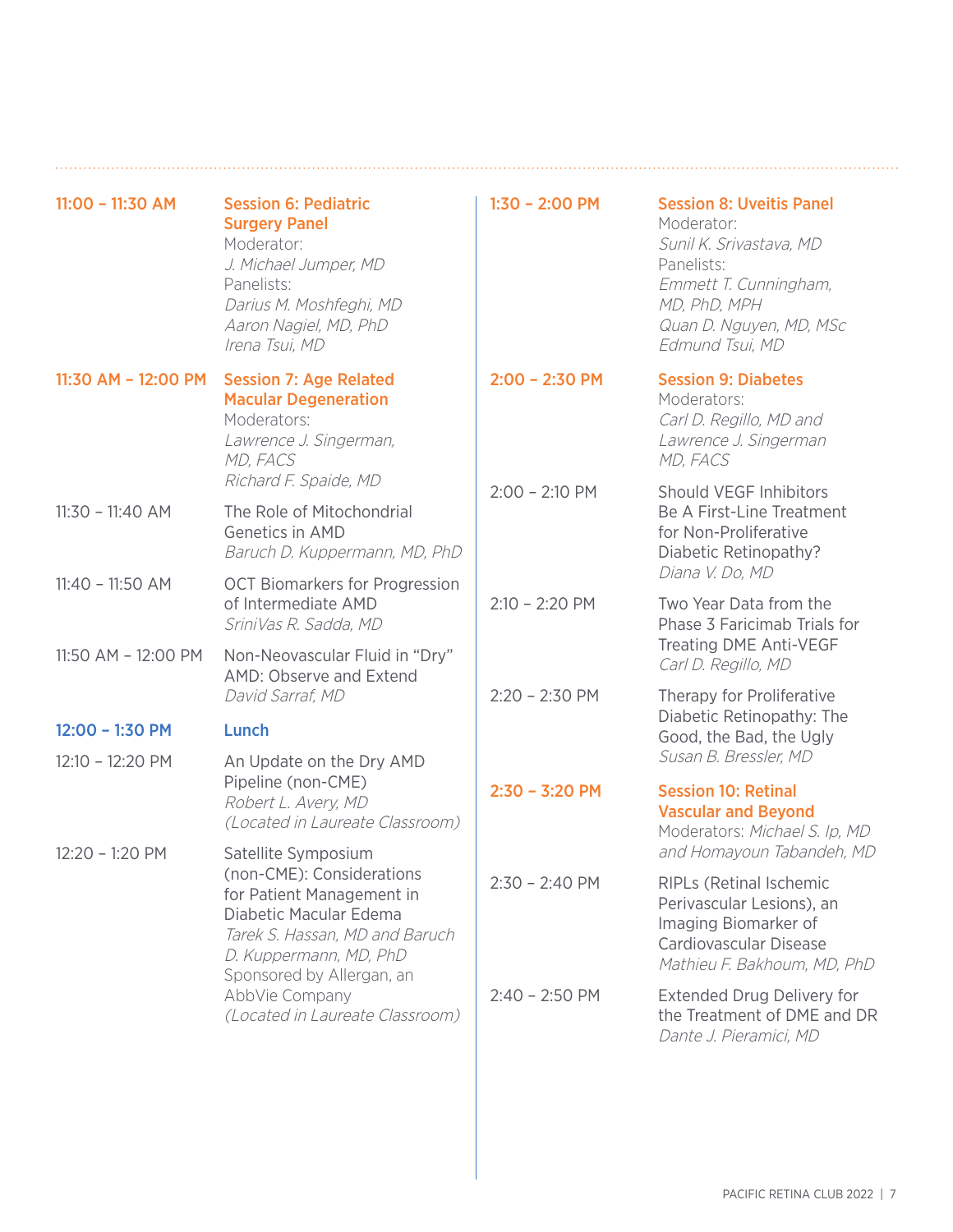**11:00 – 11:30 AM** **Session 6: Pediatric Surgery Panel**
Moderator:
*J. Michael Jumper, MD*
Panelists:
*Darius M. Moshfeghi, MD*
*Aaron Nagiel, MD, PhD*
*Irena Tsui, MD*

**11:30 AM – 12:00 PM** **Session 7: Age Related Macular Degeneration**
Moderators:
*Lawrence J. Singerman, MD, FACS*
*Richard F. Spaide, MD*

11:30 – 11:40 AM The Role of Mitochondrial Genetics in AMD
*Baruch D. Kuppermann, MD, PhD*

11:40 – 11:50 AM OCT Biomarkers for Progression of Intermediate AMD
*SriniVas R. Sadda, MD*

11:50 AM – 12:00 PM Non-Neovascular Fluid in "Dry" AMD: Observe and Extend
*David Sarraf, MD*

**12:00 – 1:30 PM** **Lunch**

12:10 – 12:20 PM An Update on the Dry AMD Pipeline (non-CME)
*Robert L. Avery, MD*
*(Located in Laureate Classroom)*

12:20 – 1:20 PM Satellite Symposium (non-CME): Considerations for Patient Management in Diabetic Macular Edema
*Tarek S. Hassan, MD and Baruch D. Kuppermann, MD, PhD*
Sponsored by Allergan, an AbbVie Company
*(Located in Laureate Classroom)*

**1:30 – 2:00 PM** **Session 8: Uveitis Panel**
Moderator:
*Sunil K. Srivastava, MD*
Panelists:
*Emmett T. Cunningham, MD, PhD, MPH*
*Quan D. Nguyen, MD, MSc*
*Edmund Tsui, MD*

**2:00 – 2:30 PM** **Session 9: Diabetes**
Moderators:
*Carl D. Regillo, MD and Lawrence J. Singerman MD, FACS*

2:00 – 2:10 PM Should VEGF Inhibitors Be A First-Line Treatment for Non-Proliferative Diabetic Retinopathy?
*Diana V. Do, MD*

2:10 – 2:20 PM Two Year Data from the Phase 3 Faricimab Trials for Treating DME Anti-VEGF
*Carl D. Regillo, MD*

2:20 – 2:30 PM Therapy for Proliferative Diabetic Retinopathy: The Good, the Bad, the Ugly
*Susan B. Bressler, MD*

**2:30 – 3:20 PM** **Session 10: Retinal Vascular and Beyond**
Moderators: *Michael S. Ip, MD and Homayoun Tabandeh, MD*

2:30 – 2:40 PM RIPLs (Retinal Ischemic Perivascular Lesions), an Imaging Biomarker of Cardiovascular Disease
*Mathieu F. Bakhoum, MD, PhD*

2:40 – 2:50 PM Extended Drug Delivery for the Treatment of DME and DR
*Dante J. Pieramici, MD*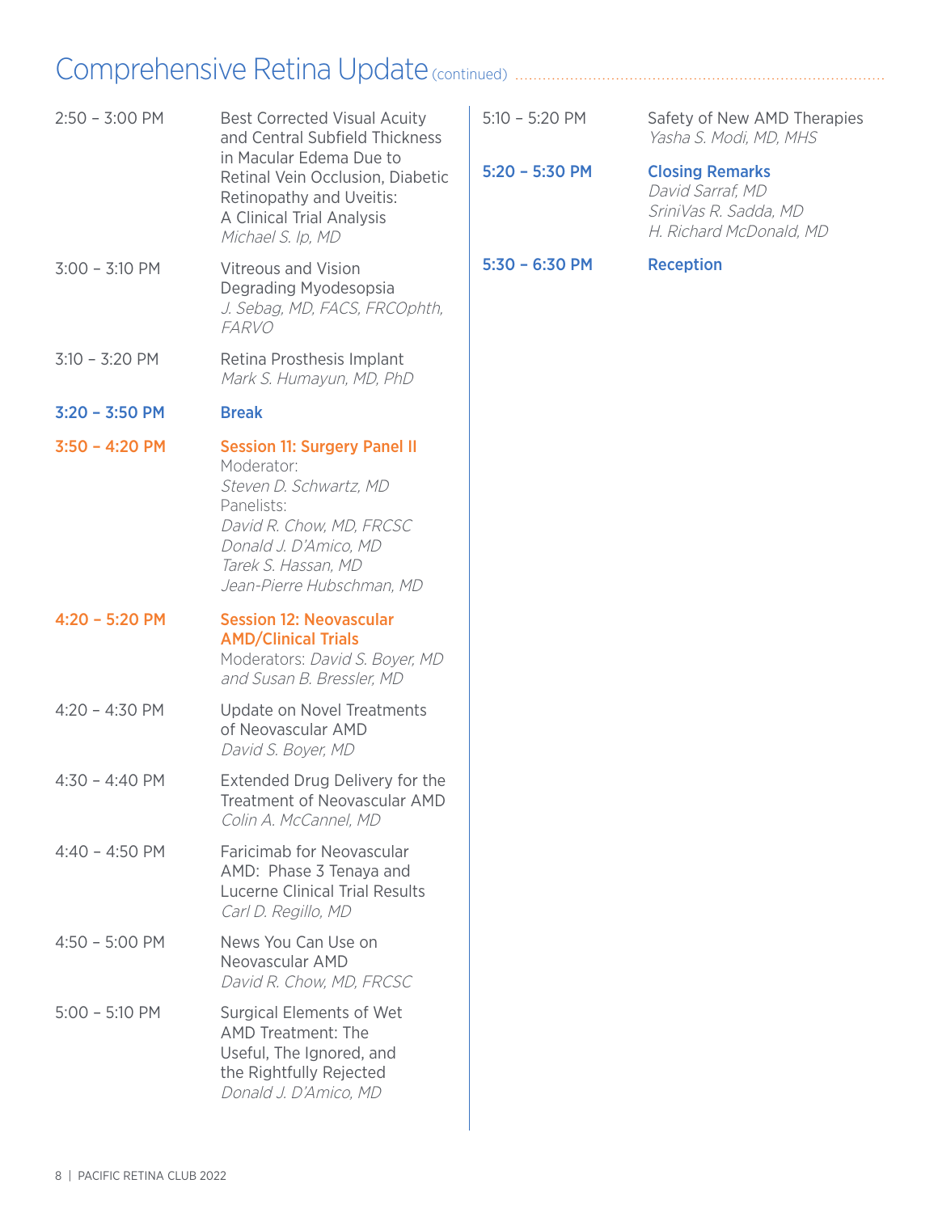# Comprehensive Retina Update (continued)

**2:50 – 3:00 PM**
Best Corrected Visual Acuity and Central Subfield Thickness in Macular Edema Due to Retinal Vein Occlusion, Diabetic Retinopathy and Uveitis: A Clinical Trial Analysis
*Michael S. Ip, MD*

**3:00 – 3:10 PM**
Vitreous and Vision Degrading Myodesopsia
*J. Sebag, MD, FACS, FRCOphth, FARVO*

**3:10 – 3:20 PM**
Retina Prosthesis Implant
*Mark S. Humayun, MD, PhD*

**3:20 – 3:50 PM**
**Break**

**3:50 – 4:20 PM**
**Session 11: Surgery Panel II**
Moderator:
*Steven D. Schwartz, MD*
Panelists:
*David R. Chow, MD, FRCSC*
*Donald J. D'Amico, MD*
*Tarek S. Hassan, MD*
*Jean-Pierre Hubschman, MD*

**4:20 – 5:20 PM**
**Session 12: Neovascular AMD/Clinical Trials**
Moderators: *David S. Boyer, MD and Susan B. Bressler, MD*

**4:20 – 4:30 PM**
Update on Novel Treatments of Neovascular AMD
*David S. Boyer, MD*

**4:30 – 4:40 PM**
Extended Drug Delivery for the Treatment of Neovascular AMD
*Colin A. McCannel, MD*

**4:40 – 4:50 PM**
Faricimab for Neovascular AMD: Phase 3 Tenaya and Lucerne Clinical Trial Results
*Carl D. Regillo, MD*

**4:50 – 5:00 PM**
News You Can Use on Neovascular AMD
*David R. Chow, MD, FRCSC*

**5:00 – 5:10 PM**
Surgical Elements of Wet AMD Treatment: The Useful, The Ignored, and the Rightfully Rejected
*Donald J. D'Amico, MD*

**5:10 – 5:20 PM**
Safety of New AMD Therapies
*Yasha S. Modi, MD, MHS*

**5:20 – 5:30 PM**
**Closing Remarks**
*David Sarraf, MD*
*SriniVas R. Sadda, MD*
*H. Richard McDonald, MD*

**5:30 – 6:30 PM**
**Reception**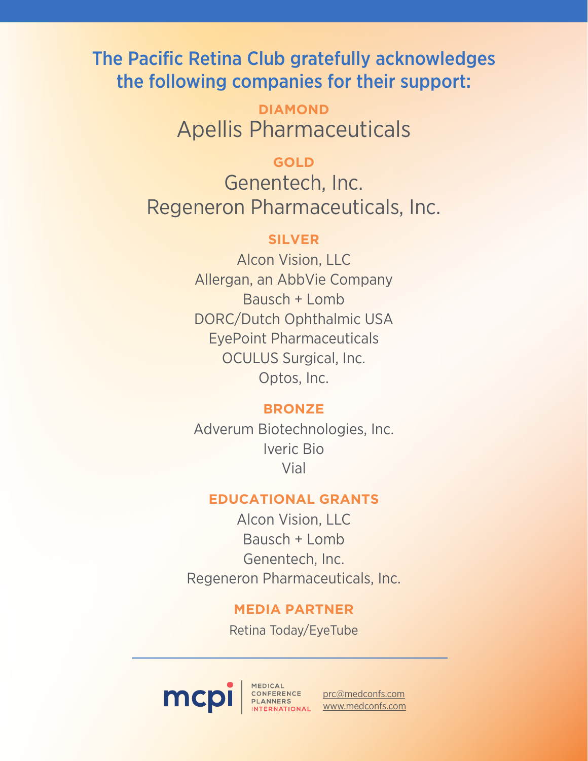## The Pacific Retina Club gratefully acknowledges the following companies for their support:

### DIAMOND

Apellis Pharmaceuticals

### GOLD

Genentech, Inc.
Regeneron Pharmaceuticals, Inc.

### SILVER

Alcon Vision, LLC
Allergan, an AbbVie Company
Bausch + Lomb
DORC/Dutch Ophthalmic USA
EyePoint Pharmaceuticals
OCULUS Surgical, Inc.
Optos, Inc.

### BRONZE

Adverum Biotechnologies, Inc.
Iveric Bio
Vial

### EDUCATIONAL GRANTS

Alcon Vision, LLC
Bausch + Lomb
Genentech, Inc.
Regeneron Pharmaceuticals, Inc.

### MEDIA PARTNER

Retina Today/EyeTube

---

mcpi | MEDICAL CONFERENCE PLANNERS INTERNATIONAL

prc@medconfs.com
www.medconfs.com